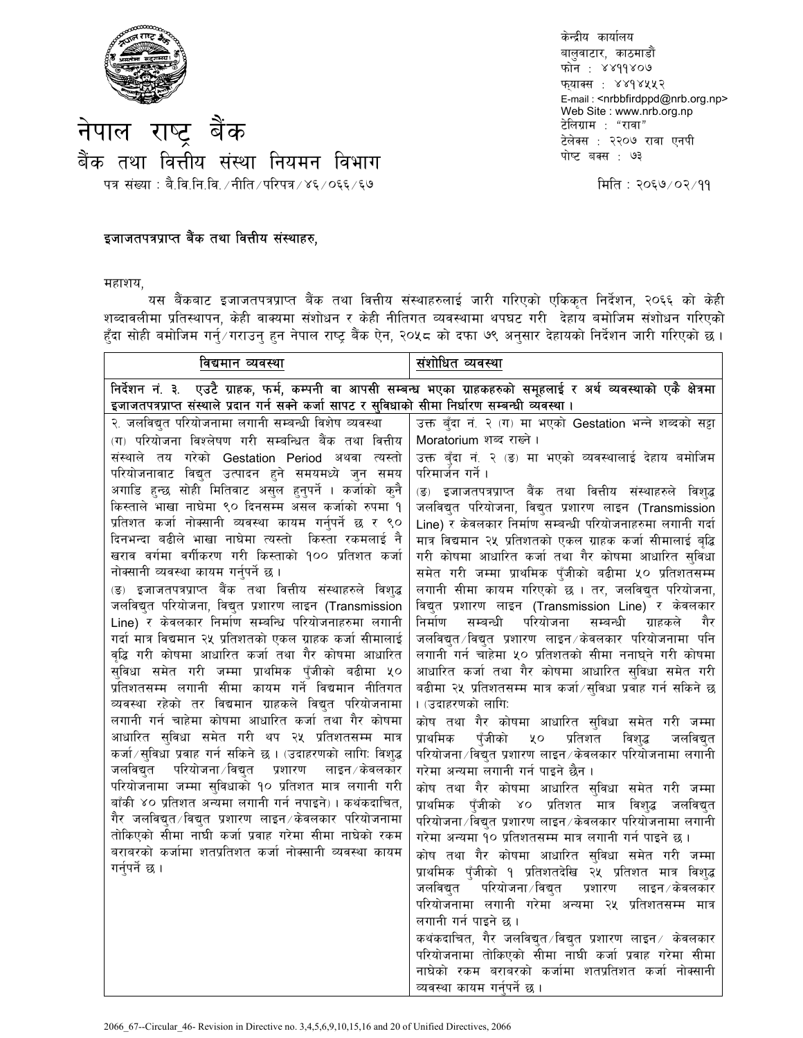# नेपाल राष्ट्र बैंक

## बैंक तथा वित्तीय संस्था नियमन विभाग

केन्द्रीय कार्यालय
बालुवाटार, काठमाडौं
फोन : ४४११४०७
फ्याक्स : ४४१४५५२
E-mail : <nrbbfirdppd@nrb.org.np>
Web Site : www.nrb.org.np
टेलिग्राम : "राबा"
टेलेक्स : २२०७ राबा एनपी
पोष्ट बक्स : ७३

पत्र संख्या : बै.वि.नि.वि. ⁄ नीति ⁄ परिपत्र ⁄ ४६ ⁄ ०६६ ⁄ ६७

मिति : २०६७ ⁄ ०२ ⁄ ११

**इजाजतपत्रप्राप्त बैंक तथा वित्तीय संस्थाहरु,**

महाशय,

यस बैंकबाट इजाजतपत्रप्राप्त बैंक तथा वित्तीय संस्थाहरुलाई जारी गरिएको एकिकृत निर्देशन, २०६६ को केही शब्दावलीमा प्रतिस्थापन, केही वाक्यमा संशोधन र केही नीतिगत व्यवस्थामा थपघट गरी देहाय बमोजिम संशोधन गरिएको हुँदा सोही बमोजिम गर्नु ⁄ गराउनु हुन नेपाल राष्ट्र बैंक ऐन, २०५८ को दफा ७९ अनुसार देहायको निर्देशन जारी गरिएको छ ।

| विद्यमान व्यवस्था | संशोधित व्यवस्था |
|---|---|
| **निर्देशन नं. ३. एउटै ग्राहक, फर्म, कम्पनी वा आपसी सम्बन्ध भएका ग्राहकहरुको समूहलाई र अर्थ व्यवस्थाको एकै क्षेत्रमा इजाजतपत्रप्राप्त संस्थाले प्रदान गर्न सक्ने कर्जा सापट र सुविधाको सीमा निर्धारण सम्बन्धी व्यवस्था ।** | |
| २. जलविद्युत परियोजनामा लगानी सम्बन्धी विशेष व्यवस्था<br>(ग) परियोजना विश्लेषण गरी सम्बन्धित बैंक तथा वित्तीय संस्थाले तय गरेको Gestation Period अथवा त्यस्तो परियोजनाबाट विद्युत उत्पादन हुने समयमध्ये जुन समय अगाडि हुन्छ सोही मितिवाट असुल हुनुपर्ने । कर्जाको कुनै किस्ताले भाखा नाघेमा ९० दिनसम्म असल कर्जाको रुपमा १ प्रतिशत कर्जा नोक्सानी व्यवस्था कायम गर्नुपर्ने छ र ९० दिनभन्दा बढीले भाखा नाघेमा त्यस्तो किस्ता रकमलाई नै खराव वर्गमा वर्गीकरण गरी किस्ताको १०० प्रतिशत कर्जा नोक्सानी व्यवस्था कायम गर्नुपर्ने छ ।<br>(ङ) इजाजतपत्रप्राप्त बैंक तथा वित्तीय संस्थाहरुले विशुद्ध जलविद्युत परियोजना, विद्युत प्रशारण लाइन (Transmission Line) र केवलकार निर्माण सम्बन्धि परियोजनाहरुमा लगानी गर्दा मात्र विद्यमान २५ प्रतिशतको एकल ग्राहक कर्जा सीमालाई वृद्धि गरी कोषमा आधारित कर्जा तथा गैर कोषमा आधारित सुविधा समेत गरी जम्मा प्राथमिक पुँजीको बढीमा ५० प्रतिशतसम्म लगानी सीमा कायम गर्ने विद्यमान नीतिगत व्यवस्था रहेको तर विद्यमान ग्राहकले विद्युत परियोजनामा लगानी गर्न चाहेमा कोषमा आधारित कर्जा तथा गैर कोषमा आधारित सुविधा समेत गरी थप २५ प्रतिशतसम्म मात्र कर्जा ⁄ सुविधा प्रवाह गर्न सकिने छ । (उदाहरणको लागि: विशुद्ध जलविद्युत परियोजना ⁄ विद्युत प्रशारण लाइन ⁄ केवलकार परियोजनामा जम्मा सुविधाको १० प्रतिशत मात्र लगानी गरी बाँकी ४० प्रतिशत अन्यमा लगानी गर्न नपाइने) । कथंकदाचित, गैर जलविद्युत ⁄ विद्युत प्रशारण लाइन ⁄ केवलकार परियोजनामा तोकिएको सीमा नाघी कर्जा प्रवाह गरेमा सीमा नाघेको रकम बराबरको कर्जामा शतप्रतिशत कर्जा नोक्सानी व्यवस्था कायम गर्नुपर्ने छ । | उक्त बुँदा नं. २ (ग) मा भएको Gestation भन्ने शब्दको सट्टा Moratorium शब्द राख्ने ।<br>उक्त बुँदा नं. २ (ङ) मा भएको व्यवस्थालाई देहाय बमोजिम परिमार्जन गर्ने ।<br>(ङ) इजाजतपत्रप्राप्त बैंक तथा वित्तीय संस्थाहरुले विशुद्ध जलविद्युत परियोजना, विद्युत प्रशारण लाइन (Transmission Line) र केवलकार निर्माण सम्बन्धी परियोजनाहरुमा लगानी गर्दा मात्र विद्यमान २५ प्रतिशतको एकल ग्राहक कर्जा सीमालाई बृद्धि गरी कोषमा आधारित कर्जा तथा गैर कोषमा आधारित सुविधा समेत गरी जम्मा प्राथमिक पुँजीको बढीमा ५० प्रतिशतसम्म लगानी सीमा कायम गरिएको छ । तर, जलविद्युत परियोजना, विद्युत प्रशारण लाइन (Transmission Line) र केवलकार निर्माण सम्बन्धी परियोजना सम्बन्धी ग्राहकले गैर जलविद्युत ⁄ विद्युत प्रशारण लाइन ⁄ केवलकार परियोजनामा पनि लगानी गर्न चाहेमा ५० प्रतिशतको सीमा ननाघ्ने गरी कोषमा आधारित कर्जा तथा गैर कोषमा आधारित सुविधा समेत गरी बढीमा २५ प्रतिशतसम्म मात्र कर्जा ⁄ सुविधा प्रवाह गर्न सकिने छ । (उदाहरणको लागि:<br>कोष तथा गैर कोषमा आधारित सुविधा समेत गरी जम्मा प्राथमिक पुँजीको ५० प्रतिशत विशुद्ध जलविद्युत परियोजना ⁄ विद्युत प्रशारण लाइन ⁄ केवलकार परियोजनामा लगानी गरेमा अन्यमा लगानी गर्न पाइने छैन ।<br>कोष तथा गैर कोषमा आधारित सुविधा समेत गरी जम्मा प्राथमिक पुँजीको ४० प्रतिशत मात्र विशुद्ध जलविद्युत परियोजना ⁄ विद्युत प्रशारण लाइन ⁄ केवलकार परियोजनामा लगानी गरेमा अन्यमा १० प्रतिशतसम्म मात्र लगानी गर्न पाइने छ ।<br>कोष तथा गैर कोषमा आधारित सुविधा समेत गरी जम्मा प्राथमिक पुँजीको १ प्रतिशतदेखि २५ प्रतिशत मात्र विशुद्ध जलविद्युत परियोजना ⁄ विद्युत प्रशारण लाइन ⁄ केवलकार परियोजनामा लगानी गरेमा अन्यमा २५ प्रतिशतसम्म मात्र लगानी गर्न पाइने छ ।<br>कथंकदाचित, गैर जलविद्युत ⁄ विद्युत प्रशारण लाइन ⁄ केवलकार परियोजनामा तोकिएको सीमा नाघी कर्जा प्रवाह गरेमा सीमा नाघेको रकम बराबरको कर्जामा शतप्रतिशत कर्जा नोक्सानी व्यवस्था कायम गर्नुपर्ने छ । |

2066_67--Circular_46- Revision in Directive no. 3,4,5,6,9,10,15,16 and 20 of Unified Directives, 2066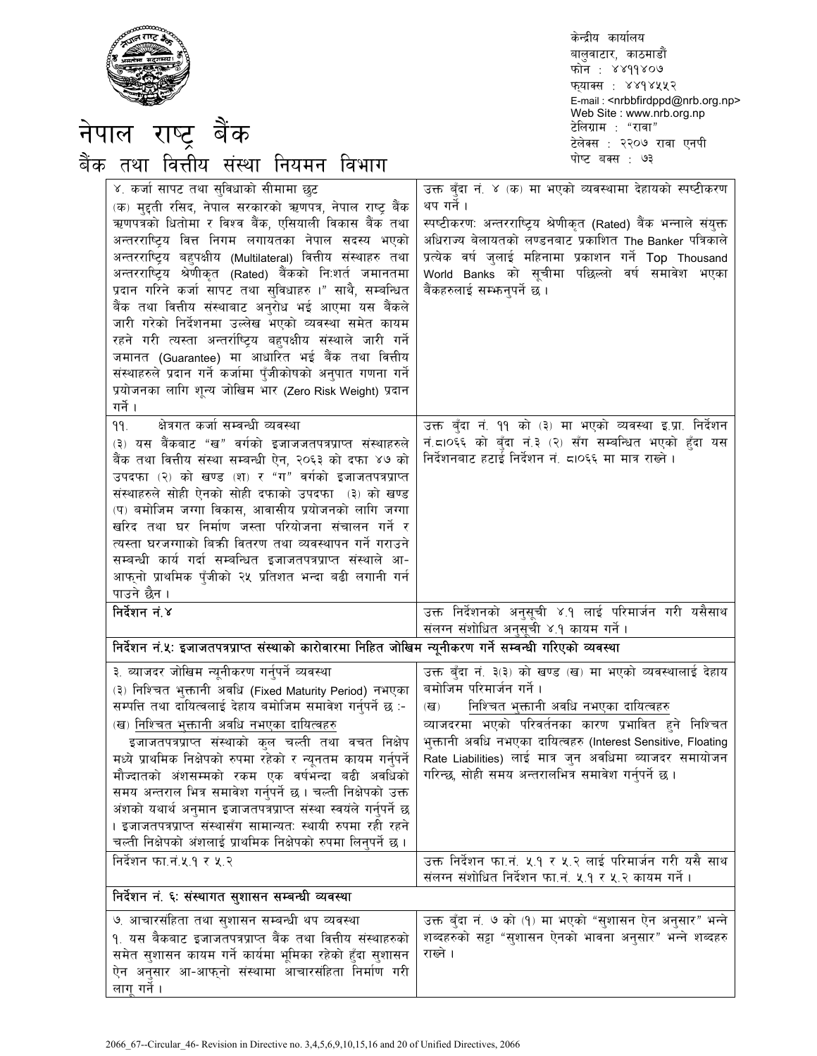# नेपाल राष्ट्र बैंक

## बैंक तथा वित्तीय संस्था नियमन विभाग

केन्द्रीय कार्यालय
बालुवाटार, काठमाडौं
फोन : ४४११४०७
फ्याक्स : ४४१४५५२
E-mail : <nrbbfirdppd@nrb.org.np>
Web Site : www.nrb.org.np
टेलिग्राम : "राबा"
टेलेक्स : २२०७ राबा एनपी
पोष्ट बक्स : ७३

| | |
|---|---|
| ४. कर्जा सापट तथा सुविधाको सीमामा छुट<br>(क) मुद्दती रसिद, नेपाल सरकारको ऋणपत्र, नेपाल राष्ट्र बैंक ऋणपत्रको धितोमा र विश्व बैंक, एसियाली विकास बैंक तथा अन्तरराष्ट्रिय वित्त निगम लगायतका नेपाल सदस्य भएको अन्तरराष्ट्रिय बहुपक्षीय (Multilateral) वित्तीय संस्थाहरु तथा अन्तरराष्ट्रिय श्रेणीकृत (Rated) बैंकको निःशर्त जमानतमा प्रदान गरिने कर्जा सापट तथा सुविधाहरु ।" साथै, सम्बन्धित बैंक तथा वित्तीय संस्थाबाट अनुरोध भई आएमा यस बैंकले जारी गरेको निर्देशनमा उल्लेख भएको व्यवस्था समेत कायम रहने गरी त्यस्ता अन्तर्राष्ट्रिय बहुपक्षीय संस्थाले जारी गर्ने जमानत (Guarantee) मा आधारित भई बैंक तथा वित्तीय संस्थाहरुले प्रदान गर्ने कर्जामा पुँजीकोषको अनुपात गणना गर्ने प्रयोजनका लागि शून्य जोखिम भार (Zero Risk Weight) प्रदान गर्ने । | उक्त बुँदा नं. ४ (क) मा भएको व्यवस्थामा देहायको स्पष्टीकरण थप गर्ने ।<br>स्पष्टीकरण: अन्तरराष्ट्रिय श्रेणीकृत (Rated) बैंक भन्नाले संयुक्त अधिराज्य बेलायतको लण्डनबाट प्रकाशित The Banker पत्रिकाले प्रत्येक वर्ष जुलाई महिनामा प्रकाशन गर्ने Top Thousand World Banks को सूचीमा पछिल्लो वर्ष समावेश भएका बैंकहरुलाई सम्झनुपर्ने छ । |
| ११. क्षेत्रगत कर्जा सम्बन्धी व्यवस्था<br>(३) यस बैंकबाट "ख" वर्गको इजाजतपत्रप्राप्त संस्थाहरुले बैंक तथा वित्तीय संस्था सम्बन्धी ऐन, २०६३ को दफा ४७ को उपदफा (२) को खण्ड (श) र "ग" वर्गको इजाजतपत्रप्राप्त संस्थाहरुले सोही ऐनको सोही दफाको उपदफा (३) को खण्ड (प) बमोजिम जग्गा विकास, आवासीय प्रयोजनको लागि जग्गा खरिद तथा घर निर्माण जस्ता परियोजना संचालन गर्ने र त्यस्ता घरजग्गाको बिक्री वितरण तथा व्यवस्थापन गर्ने गराउने सम्बन्धी कार्य गर्दा सम्बन्धित इजाजतपत्रप्राप्त संस्थाले आ-आफ्नो प्राथमिक पुँजीको २५ प्रतिशत भन्दा बढी लगानी गर्न पाउने छैन । | उक्त बुँदा नं. ११ को (३) मा भएको व्यवस्था इ.प्रा. निर्देशन नं.८।०६६ को बुँदा नं.३ (२) सँग सम्बन्धित भएको हुँदा यस निर्देशनबाट हटाई निर्देशन नं. ८।०६६ मा मात्र राख्ने । |
| **निर्देशन नं.४** | उक्त निर्देशनको अनुसूची ४.१ लाई परिमार्जन गरी यसैसाथ संलग्न संशोधित अनुसूची ४.१ कायम गर्ने । |
| **निर्देशन नं.५: इजाजतपत्रप्राप्त संस्थाको कारोवारमा निहित जोखिम न्यूनीकरण गर्ने सम्बन्धी गरिएको व्यवस्था** | |
| ३. ब्याजदर जोखिम न्यूनीकरण गर्नुपर्ने व्यवस्था<br>(३) निश्चित भुक्तानी अवधि (Fixed Maturity Period) नभएका सम्पत्ति तथा दायित्वलाई देहाय बमोजिम समावेश गर्नुपर्ने छ :-<br>(ख) <u>निश्चित भुक्तानी अवधि नभएका दायित्वहरु</u><br>इजाजतपत्रप्राप्त संस्थाको कुल चल्ती तथा बचत निक्षेप मध्ये प्राथमिक निक्षेपको रुपमा रहेको र न्यूनतम कायम गर्नुपर्ने मौज्दातको अंशसम्मको रकम एक वर्षभन्दा बढी अवधिको समय अन्तराल भित्र समावेश गर्नुपर्ने छ । चल्ती निक्षेपको उक्त अंशको यथार्थ अनुमान इजाजतपत्रप्राप्त संस्था स्वयंले गर्नुपर्ने छ । इजाजतपत्रप्राप्त संस्थासँग सामान्यतः स्थायी रुपमा रही रहने चल्ती निक्षेपको अंशलाई प्राथमिक निक्षेपको रुपमा लिनुपर्ने छ । | उक्त बुँदा नं. ३(३) को खण्ड (ख) मा भएको व्यवस्थालाई देहाय बमोजिम परिमार्जन गर्ने ।<br>(ख) <u>निश्चित भुक्तानी अवधि नभएका दायित्वहरु</u><br>ब्याजदरमा भएको परिवर्तनका कारण प्रभावित हुने निश्चित भुक्तानी अवधि नभएका दायित्वहरु (Interest Sensitive, Floating Rate Liabilities) लाई मात्र जुन अवधिमा ब्याजदर समायोजन गरिन्छ, सोही समय अन्तरालभित्र समावेश गर्नुपर्ने छ । |
| निर्देशन फा.नं.५.१ र ५.२ | उक्त निर्देशन फा.नं. ५.१ र ५.२ लाई परिमार्जन गरी यसै साथ संलग्न संशोधित निर्देशन फा.नं. ५.१ र ५.२ कायम गर्ने । |
| **निर्देशन नं. ६: संस्थागत सुशासन सम्बन्धी व्यवस्था** | |
| ७. आचारसंहिता तथा सुशासन सम्बन्धी थप व्यवस्था<br>१. यस बैंकबाट इजाजतपत्रप्राप्त बैंक तथा वित्तीय संस्थाहरुको समेत सुशासन कायम गर्ने कार्यमा भूमिका रहेको हुँदा सुशासन ऐन अनुसार आ-आफ्नो संस्थामा आचारसंहिता निर्माण गरी लागू गर्ने । | उक्त बुँदा नं. ७ को (१) मा भएको "सुशासन ऐन अनुसार" भन्ने शब्दहरुको सट्टा "सुशासन ऐनको भावना अनुसार" भन्ने शब्दहरु राख्ने । |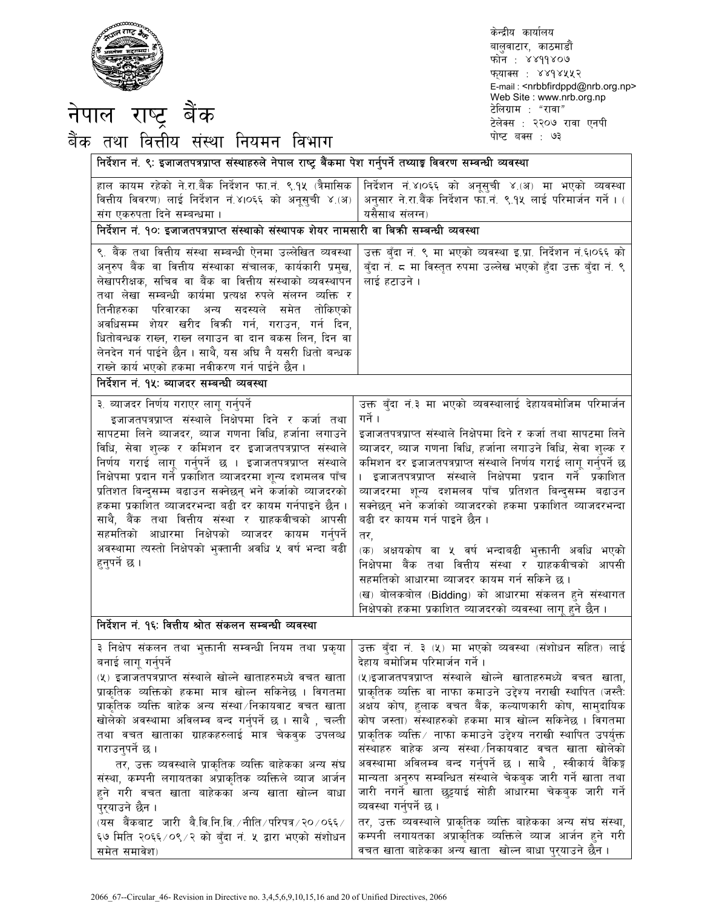# नेपाल राष्ट्र बैंक

## बैंक तथा वित्तीय संस्था नियमन विभाग

केन्द्रीय कार्यालय
बालुवाटार, काठमाडौं
फोन : ४४११४०७
फ्याक्स : ४४१४५५२
E-mail : <nrbbfirdppd@nrb.org.np>
Web Site : www.nrb.org.np
टेलिग्राम : "राबा"
टेलेक्स : २२०७ राबा एनपी
पोष्ट बक्स : ७३

| | |
|---|---|
| **निर्देशन नं. ९: इजाजतपत्रप्राप्त संस्थाहरुले नेपाल राष्ट्र बैंकमा पेश गर्नुपर्ने तथ्याङ्क विवरण सम्बन्धी व्यवस्था** | |
| हाल कायम रहेको ने.रा.बैंक निर्देशन फा.नं. ९.१५ (त्रैमासिक वित्तीय विवरण) लाई निर्देशन नं.४।०६६ को अनुसूची ४.(अ) संग एकरुपता दिने सम्बन्धमा । | निर्देशन नं.४।०६६ को अनुसूची ४.(अ) मा भएको व्यवस्था अनुसार ने.रा.बैंक निर्देशन फा.नं. ९.१५ लाई परिमार्जन गर्ने । (यसैसाथ संलग्न) |
| **निर्देशन नं. १०: इजाजतपत्रप्राप्त संस्थाको संस्थापक शेयर नामसारी वा बिक्री सम्बन्धी व्यवस्था** | |
| ९. बैंक तथा वित्तीय संस्था सम्बन्धी ऐनमा उल्लेखित व्यवस्था अनुरुप बैंक वा वित्तीय संस्थाका संचालक, कार्यकारी प्रमुख, लेखापरीक्षक, सचिव वा बैंक वा वित्तीय संस्थाको व्यवस्थापन तथा लेखा सम्बन्धी कार्यमा प्रत्यक्ष रुपले संलग्न व्यक्ति र तिनीहरुका परिवारका अन्य सदस्यले समेत तोकिएको अवधिसम्म शेयर खरीद बिक्री गर्न, गराउन, गर्न दिन, धितोबन्धक राख्न, राख्न लगाउन वा दान बकस लिन, दिन वा लेनदेन गर्न पाईने छैन । साथै, यस अघि नै यसरी धितो बन्धक राख्ने कार्य भएको हकमा नवीकरण गर्न पाईने छैन । | उक्त बुँदा नं. ९ मा भएको व्यवस्था इ.प्रा. निर्देशन नं.६।०६६ को बुँदा नं. ८ मा विस्तृत रुपमा उल्लेख भएको हुँदा उक्त बुँदा नं. ९ लाई हटाउने । |
| **निर्देशन नं. १५: ब्याजदर सम्बन्धी व्यवस्था** | |
| ३. ब्याजदर निर्णय गराएर लागू गर्नुपर्ने<br>इजाजतपत्रप्राप्त संस्थाले निक्षेपमा दिने र कर्जा तथा सापटमा लिने ब्याजदर, ब्याज गणना विधि, हर्जाना लगाउने विधि, सेवा शुल्क र कमिशन दर इजाजतपत्रप्राप्त संस्थाले निर्णय गराई लागू गर्नुपर्ने छ । इजाजतपत्रप्राप्त संस्थाले निक्षेपमा प्रदान गर्ने प्रकाशित ब्याजदरमा शून्य दशमलव पाँच प्रतिशत बिन्दुसम्म बढाउन सक्नेछन् भने कर्जाको ब्याजदरको हकमा प्रकाशित ब्याजदरभन्दा बढी दर कायम गर्नपाइने छैन । साथै, बैंक तथा वित्तीय संस्था र ग्राहकवीचको आपसी सहमतिको आधारमा निक्षेपको ब्याजदर कायम गर्नुपर्ने अवस्थामा त्यस्तो निक्षेपको भुक्तानी अवधि ५ वर्ष भन्दा बढी हुनुपर्ने छ । | उक्त बुँदा नं.३ मा भएको व्यवस्थालाई देहायबमोजिम परिमार्जन गर्ने ।<br>इजाजतपत्रप्राप्त संस्थाले निक्षेपमा दिने र कर्जा तथा सापटमा लिने ब्याजदर, ब्याज गणना विधि, हर्जाना लगाउने विधि, सेवा शुल्क र कमिशन दर इजाजतपत्रप्राप्त संस्थाले निर्णय गराई लागू गर्नुपर्ने छ । इजाजतपत्रप्राप्त संस्थाले निक्षेपमा प्रदान गर्ने प्रकाशित ब्याजदरमा शून्य दशमलव पाँच प्रतिशत बिन्दुसम्म बढाउन सक्नेछन् भने कर्जाको ब्याजदरको हकमा प्रकाशित ब्याजदरभन्दा बढी दर कायम गर्न पाइने छैन ।<br>तर,<br>(क) अक्षयकोष वा ५ वर्ष भन्दाबढी भुक्तानी अवधि भएको निक्षेपमा बैंक तथा वित्तीय संस्था र ग्राहकवीचको आपसी सहमतिको आधारमा ब्याजदर कायम गर्न सकिने छ ।<br>(ख) बोलकबोल (Bidding) को आधारमा संकलन हुने संस्थागत निक्षेपको हकमा प्रकाशित ब्याजदरको व्यवस्था लागू हुने छैन । |
| **निर्देशन नं. १६: वित्तीय श्रोत संकलन सम्बन्धी व्यवस्था** | |
| ३ निक्षेप संकलन तथा भुक्तानी सम्बन्धी नियम तथा प्रकृया बनाई लागू गर्नुपर्ने<br>(५) इजाजतपत्रप्राप्त संस्थाले खोल्ने खाताहरुमध्ये वचत खाता प्राकृतिक व्यक्तिको हकमा मात्र खोल्न सकिनेछ । विगतमा प्राकृतिक व्यक्ति बाहेक अन्य संस्था/निकायबाट वचत खाता खोलेको अवस्थामा अविलम्ब बन्द गर्नुपर्ने छ । साथै , चल्ती तथा वचत खाताका ग्राहकहरुलाई मात्र चेकबुक उपलब्ध गराउनुपर्ने छ ।<br>तर, उक्त व्यवस्थाले प्राकृतिक व्यक्ति बाहेकका अन्य संघ संस्था, कम्पनी लगायतका अप्राकृतिक व्यक्तिले ब्याज आर्जन हुने गरी वचत खाता बाहेकका अन्य खाता खोल्न बाधा पुर्‍याउने छैन ।<br>(यस बैंकबाट जारी बै.वि.नि.वि./नीति/परिपत्र/२०/०६६/६७ मिति २०६६/०९/२ को बुँदा नं. ५ द्वारा भएको संशोधन समेत समावेश) | उक्त बुँदा नं. ३ (५) मा भएको व्यवस्था (संशोधन सहित) लाई देहाय बमोजिम परिमार्जन गर्ने ।<br>(५)इजाजतपत्रप्राप्त संस्थाले खोल्ने खाताहरुमध्ये वचत खाता, प्राकृतिक व्यक्ति वा नाफा कमाउने उद्देश्य नराखी स्थापित (जस्तैः अक्षय कोष, हुलाक वचत बैंक, कल्याणकारी कोष, सामुदायिक कोष जस्ता) संस्थाहरुको हकमा मात्र खोल्न सकिनेछ । विगतमा प्राकृतिक व्यक्ति/ नाफा कमाउने उद्देश्य नराखी स्थापित उपर्युक्त संस्थाहरु बाहेक अन्य संस्था/निकायबाट वचत खाता खोलेको अवस्थामा अविलम्ब बन्द गर्नुपर्ने छ । साथै , स्वीकार्य बैंकिङ्ग मान्यता अनुरुप सम्बन्धित संस्थाले चेकबुक जारी गर्ने खाता तथा जारी नगर्ने खाता छुट्टयाई सोही आधारमा चेकबुक जारी गर्ने व्यवस्था गर्नुपर्ने छ ।<br>तर, उक्त व्यवस्थाले प्राकृतिक व्यक्ति बाहेकका अन्य संघ संस्था, कम्पनी लगायतका अप्राकृतिक व्यक्तिले ब्याज आर्जन हुने गरी वचत खाता बाहेकका अन्य खाता खोल्न बाधा पुर्‍याउने छैन । |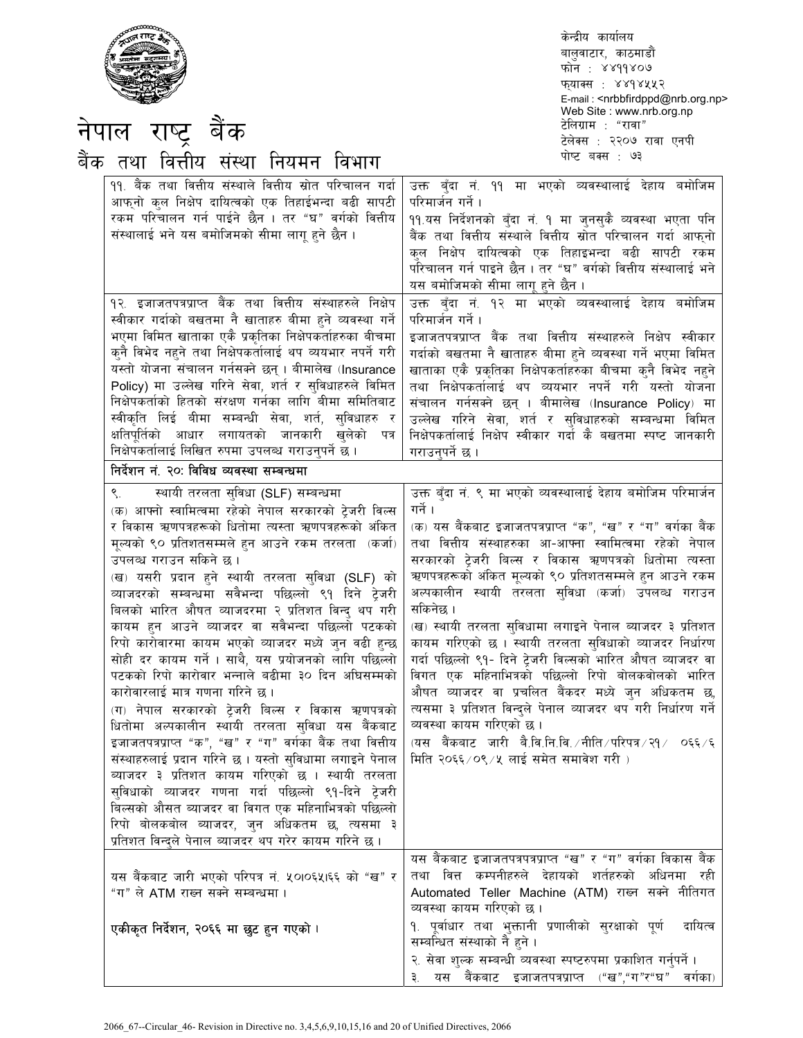# नेपाल राष्ट्र बैंक

## बैंक तथा वित्तीय संस्था नियमन विभाग

केन्द्रीय कार्यालय
बालुवाटार, काठमाडौं
फोन : ४४११४०७
फ्याक्स : ४४१४५५२
E-mail : <nrbbfirdppd@nrb.org.np>
Web Site : www.nrb.org.np
टेलिग्राम : "राबा"
टेलेक्स : २२०७ राबा एनपी
पोष्ट बक्स : ७३

| | |
|---|---|
| ११. बैंक तथा वित्तीय संस्थाले वित्तीय स्रोत परिचालन गर्दा आफ्नो कुल निक्षेप दायित्वको एक तिहाईभन्दा बढी सापटी रकम परिचालन गर्न पाईने छैन । तर "घ" वर्गको वित्तीय संस्थालाई भने यस बमोजिमको सीमा लागू हुने छैन । | उक्त बुँदा नं. ११ मा भएको व्यवस्थालाई देहाय बमोजिम परिमार्जन गर्ने ।<br>११.यस निर्देशनको बुँदा नं. १ मा जुनसुकै व्यवस्था भएता पनि बैंक तथा वित्तीय संस्थाले वित्तीय स्रोत परिचालन गर्दा आफ्नो कुल निक्षेप दायित्वको एक तिहाइभन्दा बढी सापटी रकम परिचालन गर्न पाइने छैन । तर "घ" वर्गको वित्तीय संस्थालाई भने यस बमोजिमको सीमा लागू हुने छैन । |
| १२. इजाजतपत्रप्राप्त बैंक तथा वित्तीय संस्थाहरुले निक्षेप स्वीकार गर्दाको बखतमा नै खाताहरु बीमा हुने व्यवस्था गर्ने भएमा विमित खाताका एकै प्रकृतिका निक्षेपकर्ताहरुका बीचमा कुनै विभेद नहुने तथा निक्षेपकर्तालाई थप व्ययभार नपर्ने गरी यस्तो योजना संचालन गर्नसक्ने छन् । बीमालेख (Insurance Policy) मा उल्लेख गरिने सेवा, शर्त र सुविधाहरुले विमित निक्षेपकर्ताको हितको संरक्षण गर्नका लागि बीमा समितिबाट स्वीकृति लिई बीमा सम्बन्धी सेवा, शर्त, सुविधाहरु र क्षतिपूर्तिको आधार लगायतको जानकारी खुलेको पत्र निक्षेपकर्तालाई लिखित रुपमा उपलब्ध गराउनुपर्ने छ । | उक्त बुँदा नं. १२ मा भएको व्यवस्थालाई देहाय बमोजिम परिमार्जन गर्ने ।<br>इजाजतपत्रप्राप्त बैंक तथा वित्तीय संस्थाहरुले निक्षेप स्वीकार गर्दाको बखतमा नै खाताहरु बीमा हुने व्यवस्था गर्ने भएमा विमित खाताका एकै प्रकृतिका निक्षेपकर्ताहरुका बीचमा कुनै विभेद नहुने तथा निक्षेपकर्तालाई थप व्ययभार नपर्ने गरी यस्तो योजना संचालन गर्नसक्ने छन् । बीमालेख (Insurance Policy) मा उल्लेख गरिने सेवा, शर्त र सुविधाहरुको सम्बन्धमा विमित निक्षेपकर्तालाई निक्षेप स्वीकार गर्दा कै बखतमा स्पष्ट जानकारी गराउनुपर्ने छ । |
| **निर्देशन नं. २०: विविध व्यवस्था सम्बन्धमा** | |
| ९. स्थायी तरलता सुविधा (SLF) सम्बन्धमा<br>(क) आफ्नो स्वामित्वमा रहेको नेपाल सरकारको ट्रेजरी बिल्स र विकास ऋणपत्रहरूको धितोमा त्यस्ता ऋणपत्रहरूको अंकित मूल्यको ९० प्रतिशतसम्मले हुन आउने रकम तरलता (कर्जा) उपलब्ध गराउन सकिने छ ।<br>(ख) यसरी प्रदान हुने स्थायी तरलता सुविधा (SLF) को ब्याजदरको सम्बन्धमा सबैभन्दा पछिल्लो ९१ दिने ट्रेजरी बिलको भारित औषत ब्याजदरमा २ प्रतिशत विन्दु थप गरी कायम हुन आउने ब्याजदर वा सबैभन्दा पछिल्लो पटकको रिपो कारोबारमा कायम भएको ब्याजदर मध्ये जुन बढी हुन्छ सोही दर कायम गर्ने । साथै, यस प्रयोजनको लागि पछिल्लो पटकको रिपो कारोबार भन्नाले बढीमा ३० दिन अघिसम्मको कारोबारलाई मात्र गणना गरिने छ ।<br>(ग) नेपाल सरकारको ट्रेजरी बिल्स र विकास ऋणपत्रको धितोमा अल्पकालीन स्थायी तरलता सुविधा यस बैंकबाट इजाजतपत्रप्राप्त "क", "ख" र "ग" वर्गका बैंक तथा वित्तीय संस्थाहरुलाई प्रदान गरिने छ । यस्तो सुविधामा लगाइने पेनाल ब्याजदर ३ प्रतिशत कायम गरिएको छ । स्थायी तरलता सुविधाको ब्याजदर गणना गर्दा पछिल्लो ९१-दिने ट्रेजरी बिल्सको औसत ब्याजदर वा विगत एक महिनाभित्रको पछिल्लो रिपो बोलकबोल ब्याजदर, जुन अधिकतम छ, त्यसमा ३ प्रतिशत विन्दुले पेनाल ब्याजदर थप गरेर कायम गरिने छ । | उक्त बुँदा नं. ९ मा भएको व्यवस्थालाई देहाय बमोजिम परिमार्जन गर्ने ।<br>(क) यस बैंकबाट इजाजतपत्रप्राप्त "क", "ख" र "ग" वर्गका बैंक तथा वित्तीय संस्थाहरुका आ-आफ्ना स्वामित्वमा रहेको नेपाल सरकारको ट्रेजरी बिल्स र विकास ऋणपत्रको धितोमा त्यस्ता ऋणपत्रहरूको अंकित मूल्यको ९० प्रतिशतसम्मले हुन आउने रकम अल्पकालीन स्थायी तरलता सुविधा (कर्जा) उपलब्ध गराउन सकिनेछ ।<br>(ख) स्थायी तरलता सुविधामा लगाइने पेनाल ब्याजदर ३ प्रतिशत कायम गरिएको छ । स्थायी तरलता सुविधाको ब्याजदर निर्धारण गर्दा पछिल्लो ९१- दिने ट्रेजरी बिल्सको भारित औषत ब्याजदर वा विगत एक महिनाभित्रको पछिल्लो रिपो बोलकबोलको भारित औषत ब्याजदर वा प्रचलित बैंकदर मध्ये जुन अधिकतम छ, त्यसमा ३ प्रतिशत विन्दुले पेनाल ब्याजदर थप गरी निर्धारण गर्ने व्यवस्था कायम गरिएको छ ।<br>(यस बैंकबाट जारी बै.वि.नि.वि./नीति/परिपत्र/२१/ ०६६/६ मिति २०६६/०९/५ लाई समेत समावेश गरी ) |
| यस बैंकबाट जारी भएको परिपत्र नं. ५०।०६५।६६ को "ख" र "ग" ले ATM राख्न सक्ने सम्बन्धमा ।<br><br>**एकीकृत निर्देशन, २०६६ मा छुट हुन गएको ।** | यस बैंकबाट इजाजतपत्रपत्रप्राप्त "ख" र "ग" वर्गका विकास बैंक तथा वित्त कम्पनीहरुले देहायको शर्तहरुको अधिनमा रही Automated Teller Machine (ATM) राख्न सक्ने नीतिगत व्यवस्था कायम गरिएको छ ।<br>१. पूर्वाधार तथा भुक्तानी प्रणालीको सुरक्षाको पूर्ण दायित्व सम्बन्धित संस्थाको नै हुने ।<br>२. सेवा शुल्क सम्बन्धी व्यवस्था स्पष्टरुपमा प्रकाशित गर्नुपर्ने ।<br>३. यस बैंकबाट इजाजतपत्रप्राप्त ("ख","ग"र"घ" वर्गका) |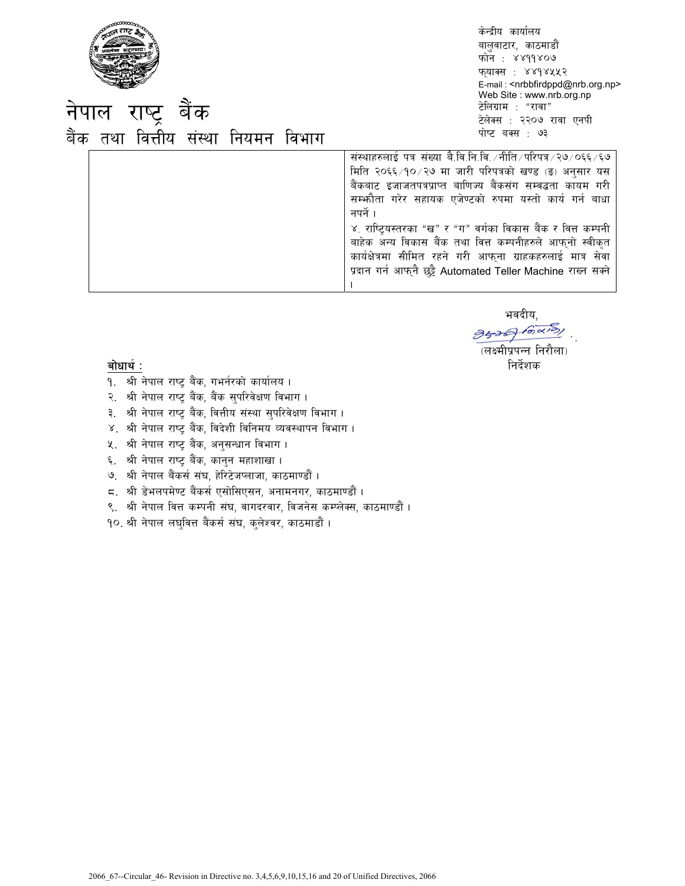केन्द्रीय कार्यालय
बालुवाटार, काठमाडौं
फोन : ४४११४०७
फ्याक्स : ४४१४५५२
E-mail : <nrbbfirdppd@nrb.org.np>
Web Site : www.nrb.org.np
टेलिग्राम : "राबा"
टेलेक्स : २२०७ राबा एनपी
पोष्ट बक्स : ७३

# नेपाल राष्ट्र बैंक

## बैंक तथा वित्तीय संस्था नियमन विभाग

| | |
|---|---|
| | संस्थाहरुलाई पत्र संख्या बै.वि.नि.वि./नीति/परिपत्र/२७/०६६/६७ मिति २०६६/१०/२७ मा जारी परिपत्रको खण्ड (ङ) अनुसार यस बैंकबाट इजाजतपत्रप्राप्त बाणिज्य बैंकसंग सम्वद्धता कायम गरी सम्झौता गरेर सहायक एजेण्टको रुपमा यस्तो कार्य गर्न बाधा नपर्ने ।<br>४. राष्ट्रियस्तरका "ख" र "ग" वर्गका विकास बैंक र वित्त कम्पनी बाहेक अन्य विकास बैंक तथा वित्त कम्पनीहरुले आफ्नो स्वीकृत कार्यक्षेत्रमा सीमित रहने गरी आफ्ना ग्राहकहरुलाई मात्र सेवा प्रदान गर्न आफ्नै छुट्टै Automated Teller Machine राख्न सक्ने । |

भवदीय,

(लक्ष्मीप्रपन्न निरौला)
निर्देशक

बोधार्थ :

१. श्री नेपाल राष्ट्र बैंक, गभर्नरको कार्यालय ।
२. श्री नेपाल राष्ट्र बैंक, बैंक सुपरिवेक्षण विभाग ।
३. श्री नेपाल राष्ट्र बैंक, वित्तीय संस्था सुपरिवेक्षण विभाग ।
४. श्री नेपाल राष्ट्र बैंक, विदेशी विनिमय व्यवस्थापन विभाग ।
५. श्री नेपाल राष्ट्र बैंक, अनुसन्धान विभाग ।
६. श्री नेपाल राष्ट्र बैंक, कानुन महाशाखा ।
७. श्री नेपाल बैंकर्स संघ, हेरिटेजप्लाजा, काठमाण्डौं ।
८. श्री डेभलपमेण्ट बैंकर्स एसोसिएसन, अनामनगर, काठमाण्डौं ।
९. श्री नेपाल वित्त कम्पनी संघ, बागदरवार, विजनेस कम्प्लेक्स, काठमाण्डौं ।
१०. श्री नेपाल लघुवित्त बैंकर्स संघ, कुलेश्वर, काठमाडौं ।